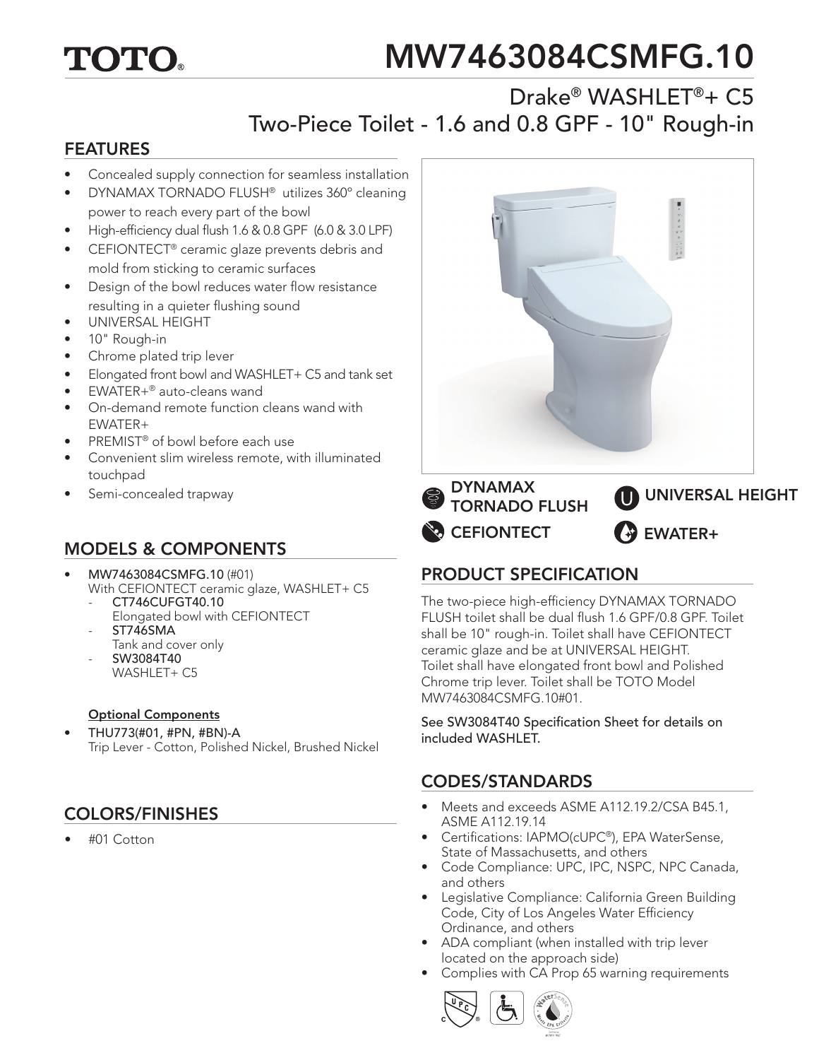TOTO

# MW7463084CSMFG.10

## Drake® WASHLET®+ C5 Two-Piece Toilet - 1.6 and 0.8 GPF - 10" Rough-in

## FEATURES

- Concealed supply connection for seamless installation
- DYNAMAX TORNADO FLUSH® utilizes 360° cleaning power to reach every part of the bowl
- High-efficiency dual flush 1.6 & 0.8 GPF (6.0 & 3.0 LPF)
- CEFIONTECT® ceramic glaze prevents debris and mold from sticking to ceramic surfaces
- Design of the bowl reduces water flow resistance resulting in a quieter flushing sound
- UNIVERSAL HEIGHT
- 10" Rough-in
- Chrome plated trip lever
- Elongated front bowl and WASHLET+ C5 and tank set
- EWATER+® auto-cleans wand
- On-demand remote function cleans wand with EWATER+
- PREMIST® of bowl before each use
- Convenient slim wireless remote, with illuminated touchpad
- Semi-concealed trapway

DYNAMAX TORNADO FLUSH

UNIVERSAL HEIGHT

CEFIONTECT

EWATER+

## MODELS & COMPONENTS

- **MW7463084CSMFG.10** (#01)
  With CEFIONTECT ceramic glaze, WASHLET+ C5
  - **CT746CUFGT40.10**
    Elongated bowl with CEFIONTECT
  - **ST746SMA**
    Tank and cover only
  - **SW3084T40**
    WASHLET+ C5

**Optional Components**

- **THU773(#01, #PN, #BN)-A**
  Trip Lever - Cotton, Polished Nickel, Brushed Nickel

## COLORS/FINISHES

- #01 Cotton

## PRODUCT SPECIFICATION

The two-piece high-efficiency DYNAMAX TORNADO FLUSH toilet shall be dual flush 1.6 GPF/0.8 GPF. Toilet shall be 10" rough-in. Toilet shall have CEFIONTECT ceramic glaze and be at UNIVERSAL HEIGHT. Toilet shall have elongated front bowl and Polished Chrome trip lever. Toilet shall be TOTO Model MW7463084CSMFG.10#01.

See SW3084T40 Specification Sheet for details on included WASHLET.

## CODES/STANDARDS

- Meets and exceeds ASME A112.19.2/CSA B45.1, ASME A112.19.14
- Certifications: IAPMO(cUPC®), EPA WaterSense, State of Massachusetts, and others
- Code Compliance: UPC, IPC, NSPC, NPC Canada, and others
- Legislative Compliance: California Green Building Code, City of Los Angeles Water Efficiency Ordinance, and others
- ADA compliant (when installed with trip lever located on the approach side)
- Complies with CA Prop 65 warning requirements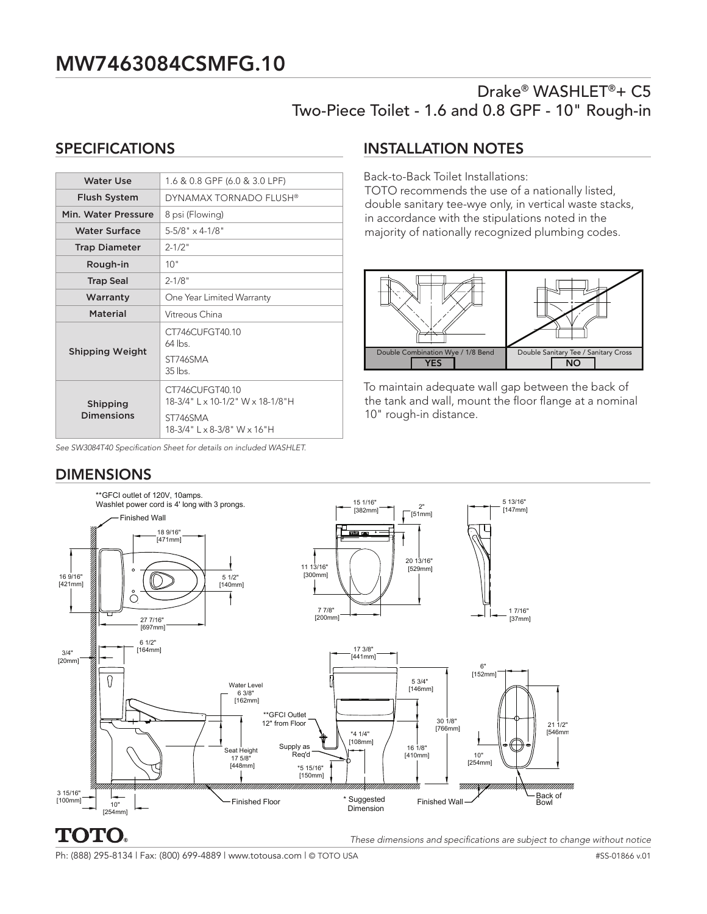# MW7463084CSMFG.10

## Drake® WASHLET®+ C5
## Two-Piece Toilet - 1.6 and 0.8 GPF - 10" Rough-in

## SPECIFICATIONS

| | |
|---|---|
| Water Use | 1.6 & 0.8 GPF (6.0 & 3.0 LPF) |
| Flush System | DYNAMAX TORNADO FLUSH® |
| Min. Water Pressure | 8 psi (Flowing) |
| Water Surface | 5-5/8" x 4-1/8" |
| Trap Diameter | 2-1/2" |
| Rough-in | 10" |
| Trap Seal | 2-1/8" |
| Warranty | One Year Limited Warranty |
| Material | Vitreous China |
| Shipping Weight | CT746CUFGT40.10<br>64 lbs.<br>ST746SMA<br>35 lbs. |
| Shipping Dimensions | CT746CUFGT40.10<br>18-3/4" L x 10-1/2" W x 18-1/8"H<br>ST746SMA<br>18-3/4" L x 8-3/8" W x 16"H |

*See SW3084T40 Specification Sheet for details on included WASHLET.*

## INSTALLATION NOTES

Back-to-Back Toilet Installations:
TOTO recommends the use of a nationally listed, double sanitary tee-wye only, in vertical waste stacks, in accordance with the stipulations noted in the majority of nationally recognized plumbing codes.

Double Combination Wye / 1/8 Bend
YES

Double Sanitary Tee / Sanitary Cross
NO

To maintain adequate wall gap between the back of the tank and wall, mount the floor flange at a nominal 10" rough-in distance.

## DIMENSIONS

**GFCI outlet of 120V, 10amps.
Washlet power cord is 4' long with 3 prongs.

Finished Wall

18 9/16" [471mm]

16 9/16" [421mm]

5 1/2" [140mm]

27 7/16" [697mm]

15 1/16" [382mm]

2" [51mm]

11 13/16" [300mm]

20 13/16" [529mm]

7 7/8" [200mm]

5 13/16" [147mm]

1 7/16" [37mm]

6 1/2" [164mm]

3/4" [20mm]

Water Level 6 3/8" [162mm]

Seat Height 17 5/8" [448mm]

**GFCI Outlet 12" from Floor

Supply as Req'd

*4 1/4" [108mm]

*5 15/16" [150mm]

17 3/8" [441mm]

5 3/4" [146mm]

30 1/8" [766mm]

16 1/8" [410mm]

6" [152mm]

21 1/2" [546mm]

10" [254mm]

3 15/16" [100mm]

10" [254mm]

Finished Floor

* Suggested Dimension

Finished Wall

Back of Bowl

*These dimensions and specifications are subject to change without notice*

Ph: (888) 295-8134 | Fax: (800) 699-4889 | www.totousa.com | © TOTO USA

#SS-01866 v.01